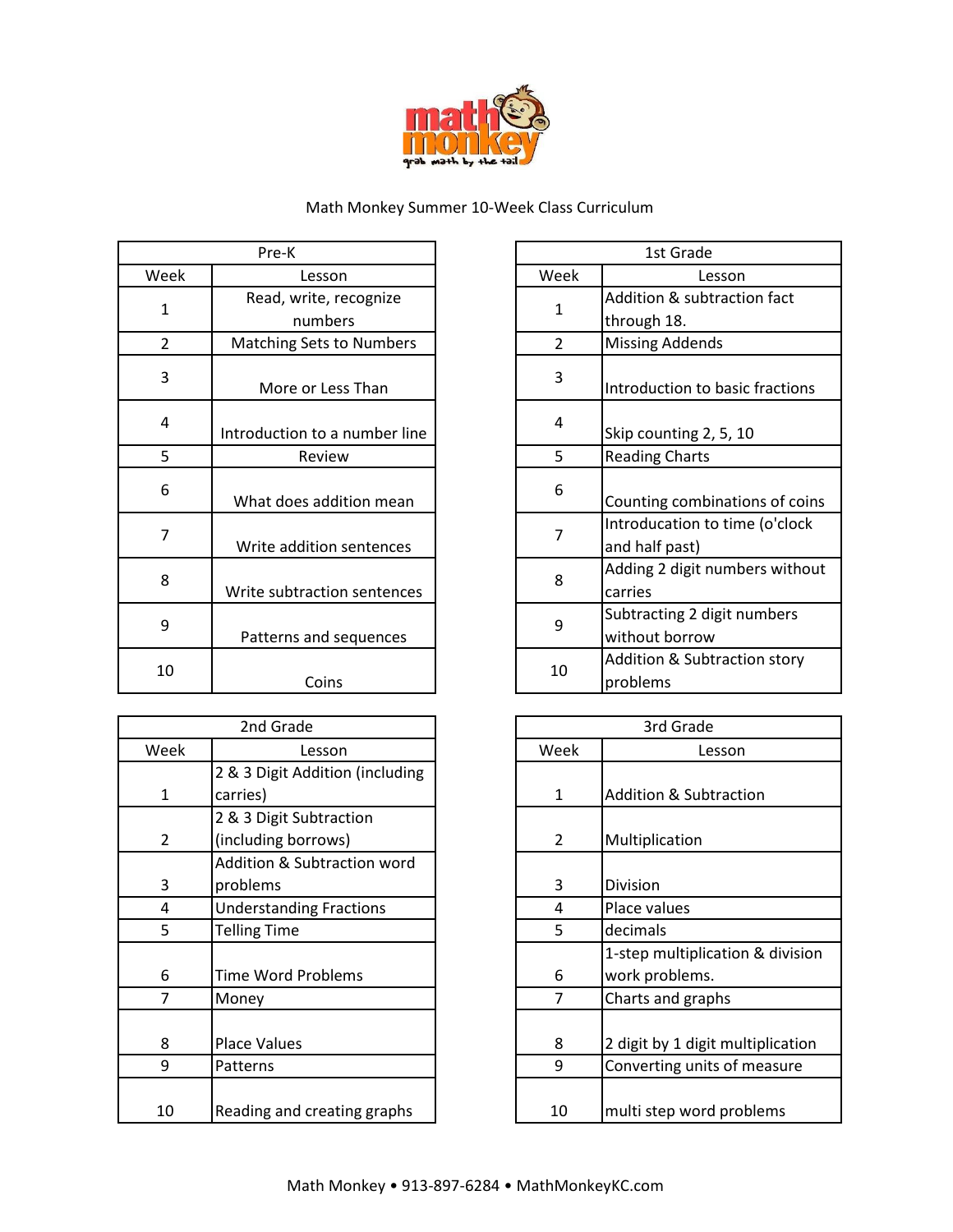# Math Monkey Summer 10-Week Class Curriculum

| Pre-K | |
|---|---|
| Week | Lesson |
| 1 | Read, write, recognize numbers |
| 2 | Matching Sets to Numbers |
| 3 | More or Less Than |
| 4 | Introduction to a number line |
| 5 | Review |
| 6 | What does addition mean |
| 7 | Write addition sentences |
| 8 | Write subtraction sentences |
| 9 | Patterns and sequences |
| 10 | Coins |

| 1st Grade | |
|---|---|
| Week | Lesson |
| 1 | Addition & subtraction fact through 18. |
| 2 | Missing Addends |
| 3 | Introduction to basic fractions |
| 4 | Skip counting 2, 5, 10 |
| 5 | Reading Charts |
| 6 | Counting combinations of coins |
| 7 | Introducation to time (o'clock and half past) |
| 8 | Adding 2 digit numbers without carries |
| 9 | Subtracting 2 digit numbers without borrow |
| 10 | Addition & Subtraction story problems |

| 2nd Grade | |
|---|---|
| Week | Lesson |
| 1 | 2 & 3 Digit Addition (including carries) |
| 2 | 2 & 3 Digit Subtraction (including borrows) |
| 3 | Addition & Subtraction word problems |
| 4 | Understanding Fractions |
| 5 | Telling Time |
| 6 | Time Word Problems |
| 7 | Money |
| 8 | Place Values |
| 9 | Patterns |
| 10 | Reading and creating graphs |

| 3rd Grade | |
|---|---|
| Week | Lesson |
| 1 | Addition & Subtraction |
| 2 | Multiplication |
| 3 | Division |
| 4 | Place values |
| 5 | decimals |
| 6 | 1-step multiplication & division work problems. |
| 7 | Charts and graphs |
| 8 | 2 digit by 1 digit multiplication |
| 9 | Converting units of measure |
| 10 | multi step word problems |

Math Monkey • 913-897-6284 • MathMonkeyKC.com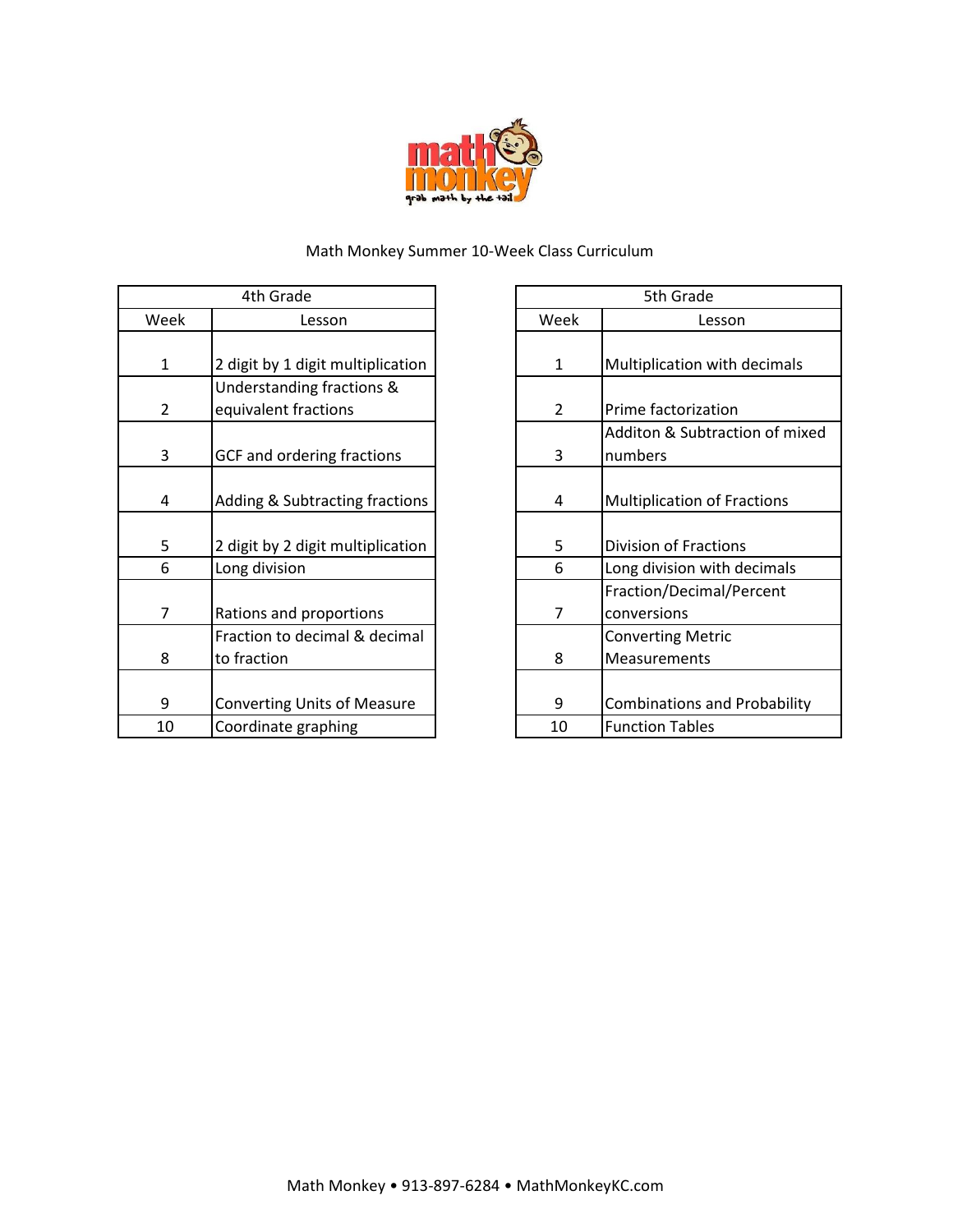Math Monkey Summer 10-Week Class Curriculum

| 4th Grade | |
|---|---|
| Week | Lesson |
| 1 | 2 digit by 1 digit multiplication |
| 2 | Understanding fractions & equivalent fractions |
| 3 | GCF and ordering fractions |
| 4 | Adding & Subtracting fractions |
| 5 | 2 digit by 2 digit multiplication |
| 6 | Long division |
| 7 | Rations and proportions |
| 8 | Fraction to decimal & decimal to fraction |
| 9 | Converting Units of Measure |
| 10 | Coordinate graphing |

| 5th Grade | |
|---|---|
| Week | Lesson |
| 1 | Multiplication with decimals |
| 2 | Prime factorization |
| 3 | Additon & Subtraction of mixed numbers |
| 4 | Multiplication of Fractions |
| 5 | Division of Fractions |
| 6 | Long division with decimals |
| 7 | Fraction/Decimal/Percent conversions |
| 8 | Converting Metric Measurements |
| 9 | Combinations and Probability |
| 10 | Function Tables |

Math Monkey • 913-897-6284 • MathMonkeyKC.com